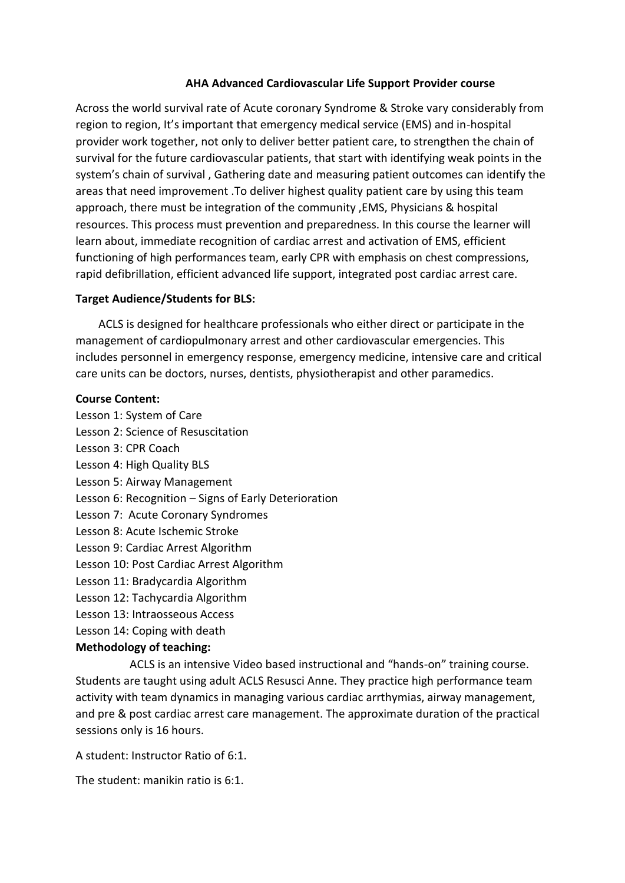# AHA Advanced Cardiovascular Life Support Provider course

Across the world survival rate of Acute coronary Syndrome & Stroke vary considerably from region to region, It's important that emergency medical service (EMS) and in-hospital provider work together, not only to deliver better patient care, to strengthen the chain of survival for the future cardiovascular patients, that start with identifying weak points in the system's chain of survival , Gathering date and measuring patient outcomes can identify the areas that need improvement .To deliver highest quality patient care by using this team approach, there must be integration of the community ,EMS, Physicians & hospital resources. This process must prevention and preparedness. In this course the learner will learn about, immediate recognition of cardiac arrest and activation of EMS, efficient functioning of high performances team, early CPR with emphasis on chest compressions, rapid defibrillation, efficient advanced life support, integrated post cardiac arrest care.

**Target Audience/Students for BLS:**

ACLS is designed for healthcare professionals who either direct or participate in the management of cardiopulmonary arrest and other cardiovascular emergencies. This includes personnel in emergency response, emergency medicine, intensive care and critical care units can be doctors, nurses, dentists, physiotherapist and other paramedics.

**Course Content:**

Lesson 1: System of Care
Lesson 2: Science of Resuscitation
Lesson 3: CPR Coach
Lesson 4: High Quality BLS
Lesson 5: Airway Management
Lesson 6: Recognition – Signs of Early Deterioration
Lesson 7: Acute Coronary Syndromes
Lesson 8: Acute Ischemic Stroke
Lesson 9: Cardiac Arrest Algorithm
Lesson 10: Post Cardiac Arrest Algorithm
Lesson 11: Bradycardia Algorithm
Lesson 12: Tachycardia Algorithm
Lesson 13: Intraosseous Access
Lesson 14: Coping with death

**Methodology of teaching:**

ACLS is an intensive Video based instructional and "hands-on" training course. Students are taught using adult ACLS Resusci Anne. They practice high performance team activity with team dynamics in managing various cardiac arrthymias, airway management, and pre & post cardiac arrest care management. The approximate duration of the practical sessions only is 16 hours.

A student: Instructor Ratio of 6:1.

The student: manikin ratio is 6:1.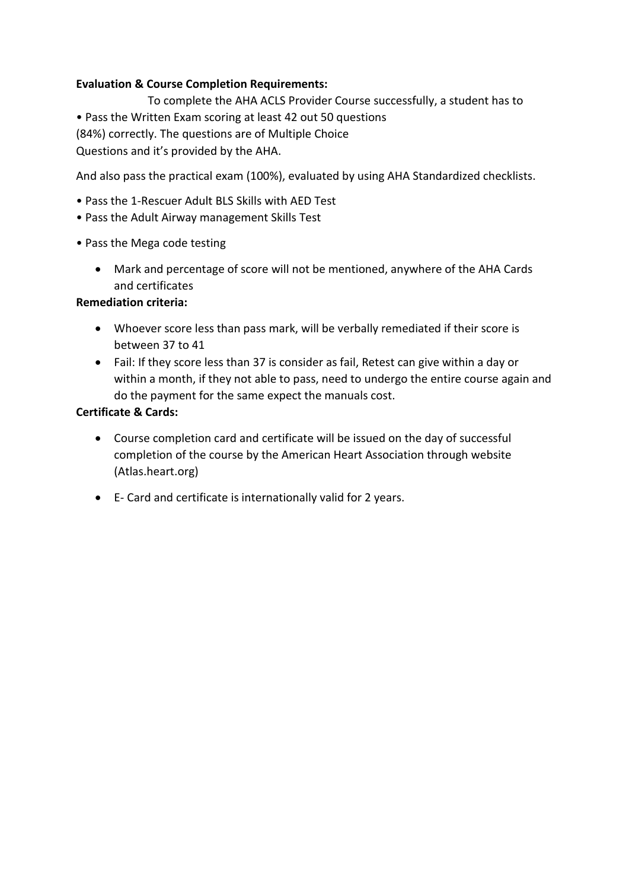**Evaluation & Course Completion Requirements:**

To complete the AHA ACLS Provider Course successfully, a student has to

• Pass the Written Exam scoring at least 42 out 50 questions (84%) correctly. The questions are of Multiple Choice Questions and it's provided by the AHA.

And also pass the practical exam (100%), evaluated by using AHA Standardized checklists.

• Pass the 1-Rescuer Adult BLS Skills with AED Test
• Pass the Adult Airway management Skills Test
• Pass the Mega code testing

- Mark and percentage of score will not be mentioned, anywhere of the AHA Cards and certificates

**Remediation criteria:**

- Whoever score less than pass mark, will be verbally remediated if their score is between 37 to 41
- Fail: If they score less than 37 is consider as fail, Retest can give within a day or within a month, if they not able to pass, need to undergo the entire course again and do the payment for the same expect the manuals cost.

**Certificate & Cards:**

- Course completion card and certificate will be issued on the day of successful completion of the course by the American Heart Association through website (Atlas.heart.org)
- E- Card and certificate is internationally valid for 2 years.